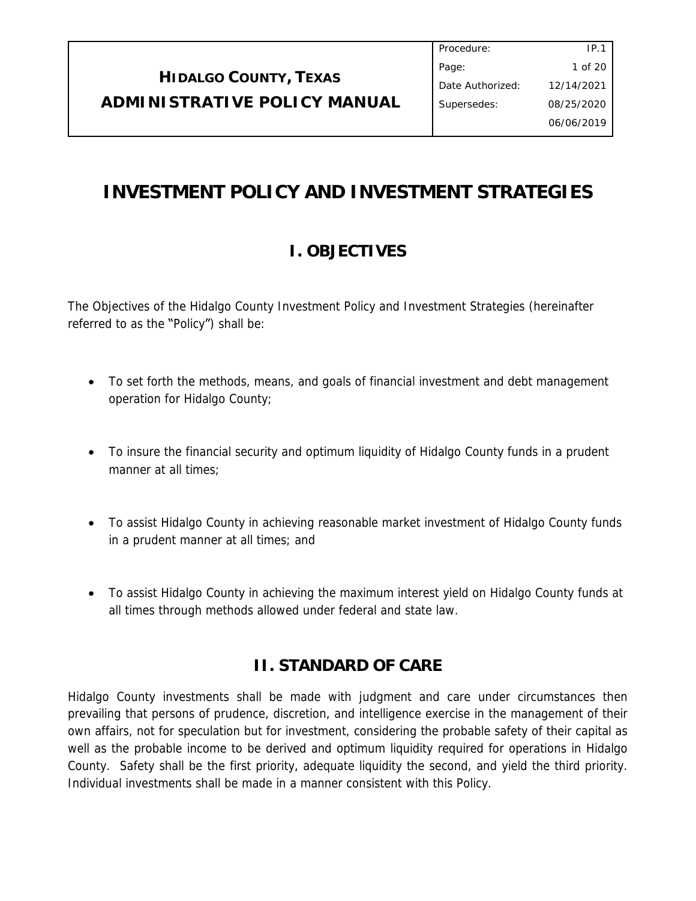| **HIDALGO COUNTY, TEXAS ADMINISTRATIVE POLICY MANUAL** | Procedure: | IP.1 |
|---|---|---|
| | Date Authorized: | 12/14/2021 |
| | Supersedes: | 08/25/2020 06/06/2019 |

# INVESTMENT POLICY AND INVESTMENT STRATEGIES

## I. OBJECTIVES

The Objectives of the Hidalgo County Investment Policy and Investment Strategies (hereinafter referred to as the "Policy") shall be:

- To set forth the methods, means, and goals of financial investment and debt management operation for Hidalgo County;
- To insure the financial security and optimum liquidity of Hidalgo County funds in a prudent manner at all times;
- To assist Hidalgo County in achieving reasonable market investment of Hidalgo County funds in a prudent manner at all times; and
- To assist Hidalgo County in achieving the maximum interest yield on Hidalgo County funds at all times through methods allowed under federal and state law.

## II. STANDARD OF CARE

Hidalgo County investments shall be made with judgment and care under circumstances then prevailing that persons of prudence, discretion, and intelligence exercise in the management of their own affairs, not for speculation but for investment, considering the probable safety of their capital as well as the probable income to be derived and optimum liquidity required for operations in Hidalgo County. Safety shall be the first priority, adequate liquidity the second, and yield the third priority. Individual investments shall be made in a manner consistent with this Policy.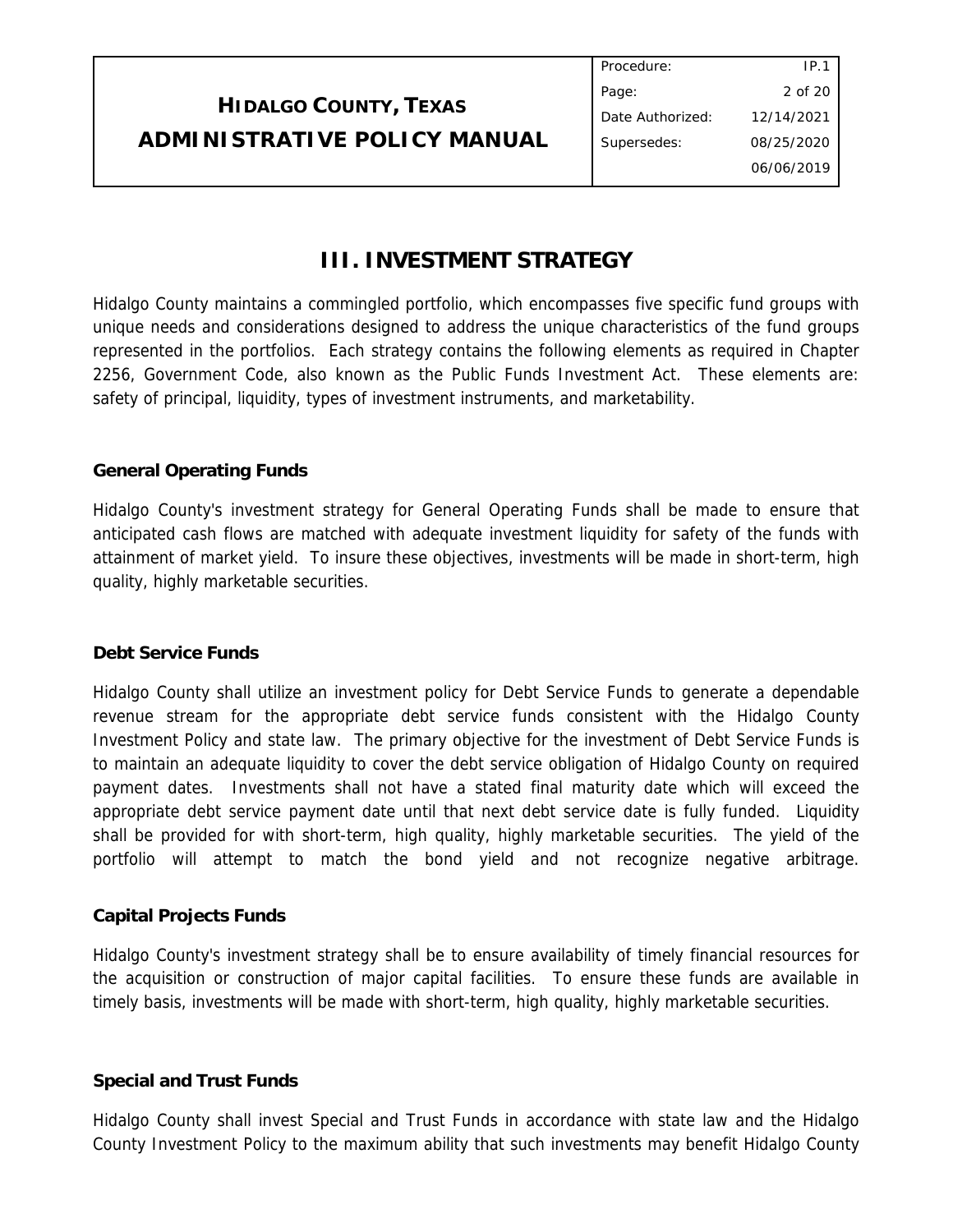# III. INVESTMENT STRATEGY

Hidalgo County maintains a commingled portfolio, which encompasses five specific fund groups with unique needs and considerations designed to address the unique characteristics of the fund groups represented in the portfolios. Each strategy contains the following elements as required in Chapter 2256, Government Code, also known as the Public Funds Investment Act. These elements are: safety of principal, liquidity, types of investment instruments, and marketability.

### General Operating Funds

Hidalgo County's investment strategy for General Operating Funds shall be made to ensure that anticipated cash flows are matched with adequate investment liquidity for safety of the funds with attainment of market yield. To insure these objectives, investments will be made in short-term, high quality, highly marketable securities.

### Debt Service Funds

Hidalgo County shall utilize an investment policy for Debt Service Funds to generate a dependable revenue stream for the appropriate debt service funds consistent with the Hidalgo County Investment Policy and state law. The primary objective for the investment of Debt Service Funds is to maintain an adequate liquidity to cover the debt service obligation of Hidalgo County on required payment dates. Investments shall not have a stated final maturity date which will exceed the appropriate debt service payment date until that next debt service date is fully funded. Liquidity shall be provided for with short-term, high quality, highly marketable securities. The yield of the portfolio will attempt to match the bond yield and not recognize negative arbitrage.

### Capital Projects Funds

Hidalgo County's investment strategy shall be to ensure availability of timely financial resources for the acquisition or construction of major capital facilities. To ensure these funds are available in timely basis, investments will be made with short-term, high quality, highly marketable securities.

### Special and Trust Funds

Hidalgo County shall invest Special and Trust Funds in accordance with state law and the Hidalgo County Investment Policy to the maximum ability that such investments may benefit Hidalgo County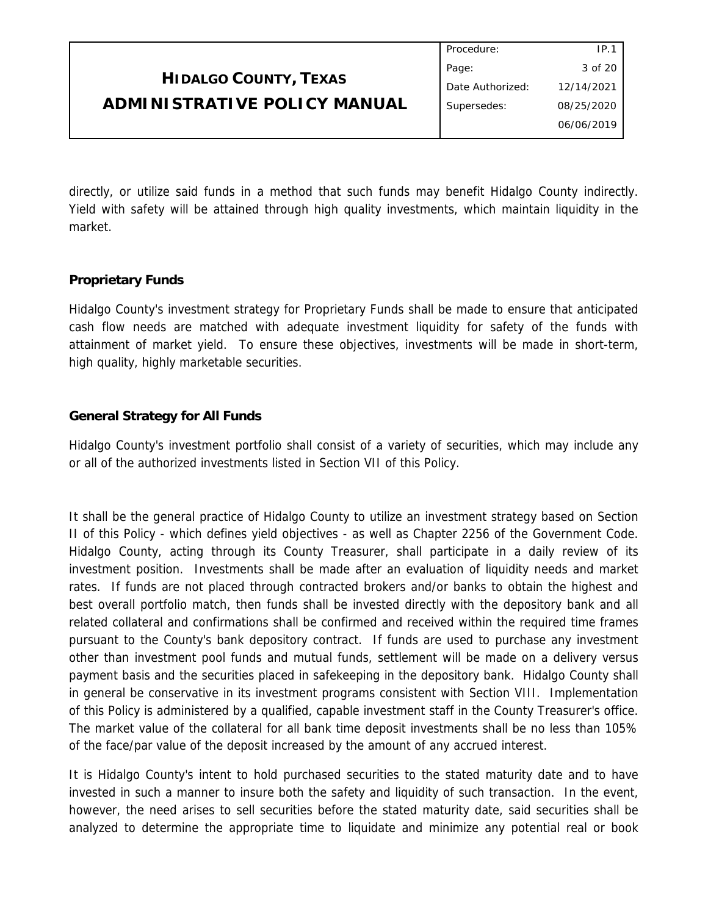directly, or utilize said funds in a method that such funds may benefit Hidalgo County indirectly. Yield with safety will be attained through high quality investments, which maintain liquidity in the market.

**Proprietary Funds**

Hidalgo County's investment strategy for Proprietary Funds shall be made to ensure that anticipated cash flow needs are matched with adequate investment liquidity for safety of the funds with attainment of market yield. To ensure these objectives, investments will be made in short-term, high quality, highly marketable securities.

**General Strategy for All Funds**

Hidalgo County's investment portfolio shall consist of a variety of securities, which may include any or all of the authorized investments listed in Section VII of this Policy.

It shall be the general practice of Hidalgo County to utilize an investment strategy based on Section II of this Policy - which defines yield objectives - as well as Chapter 2256 of the Government Code. Hidalgo County, acting through its County Treasurer, shall participate in a daily review of its investment position. Investments shall be made after an evaluation of liquidity needs and market rates. If funds are not placed through contracted brokers and/or banks to obtain the highest and best overall portfolio match, then funds shall be invested directly with the depository bank and all related collateral and confirmations shall be confirmed and received within the required time frames pursuant to the County's bank depository contract. If funds are used to purchase any investment other than investment pool funds and mutual funds, settlement will be made on a delivery versus payment basis and the securities placed in safekeeping in the depository bank. Hidalgo County shall in general be conservative in its investment programs consistent with Section VIII. Implementation of this Policy is administered by a qualified, capable investment staff in the County Treasurer's office. The market value of the collateral for all bank time deposit investments shall be no less than 105% of the face/par value of the deposit increased by the amount of any accrued interest.

It is Hidalgo County's intent to hold purchased securities to the stated maturity date and to have invested in such a manner to insure both the safety and liquidity of such transaction. In the event, however, the need arises to sell securities before the stated maturity date, said securities shall be analyzed to determine the appropriate time to liquidate and minimize any potential real or book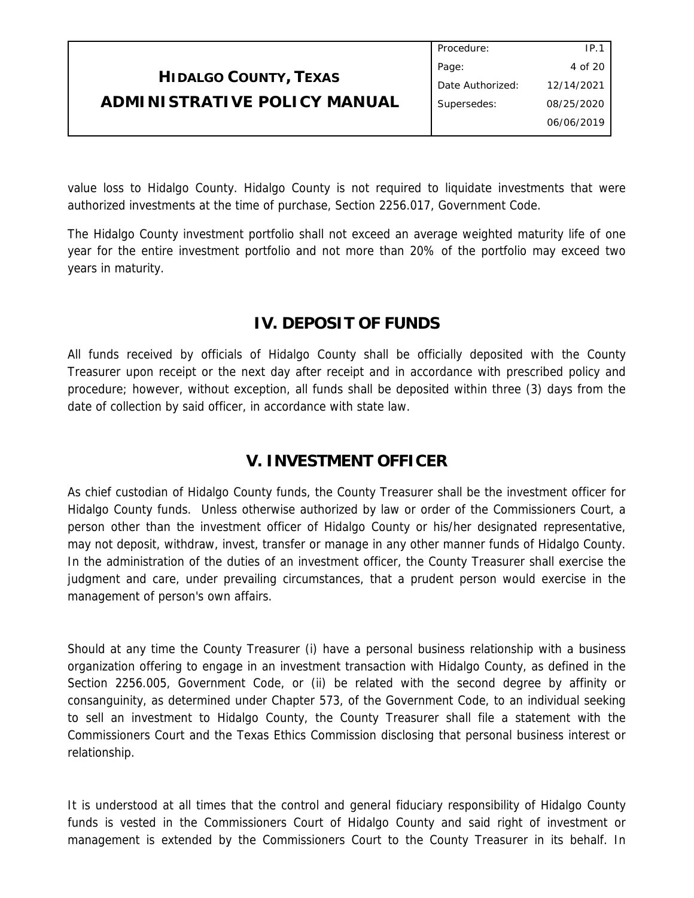value loss to Hidalgo County. Hidalgo County is not required to liquidate investments that were authorized investments at the time of purchase, Section 2256.017, Government Code.

The Hidalgo County investment portfolio shall not exceed an average weighted maturity life of one year for the entire investment portfolio and not more than 20% of the portfolio may exceed two years in maturity.

## IV. DEPOSIT OF FUNDS

All funds received by officials of Hidalgo County shall be officially deposited with the County Treasurer upon receipt or the next day after receipt and in accordance with prescribed policy and procedure; however, without exception, all funds shall be deposited within three (3) days from the date of collection by said officer, in accordance with state law.

## V. INVESTMENT OFFICER

As chief custodian of Hidalgo County funds, the County Treasurer shall be the investment officer for Hidalgo County funds. Unless otherwise authorized by law or order of the Commissioners Court, a person other than the investment officer of Hidalgo County or his/her designated representative, may not deposit, withdraw, invest, transfer or manage in any other manner funds of Hidalgo County. In the administration of the duties of an investment officer, the County Treasurer shall exercise the judgment and care, under prevailing circumstances, that a prudent person would exercise in the management of person's own affairs.

Should at any time the County Treasurer (i) have a personal business relationship with a business organization offering to engage in an investment transaction with Hidalgo County, as defined in the Section 2256.005, Government Code, or (ii) be related with the second degree by affinity or consanguinity, as determined under Chapter 573, of the Government Code, to an individual seeking to sell an investment to Hidalgo County, the County Treasurer shall file a statement with the Commissioners Court and the Texas Ethics Commission disclosing that personal business interest or relationship.

It is understood at all times that the control and general fiduciary responsibility of Hidalgo County funds is vested in the Commissioners Court of Hidalgo County and said right of investment or management is extended by the Commissioners Court to the County Treasurer in its behalf. In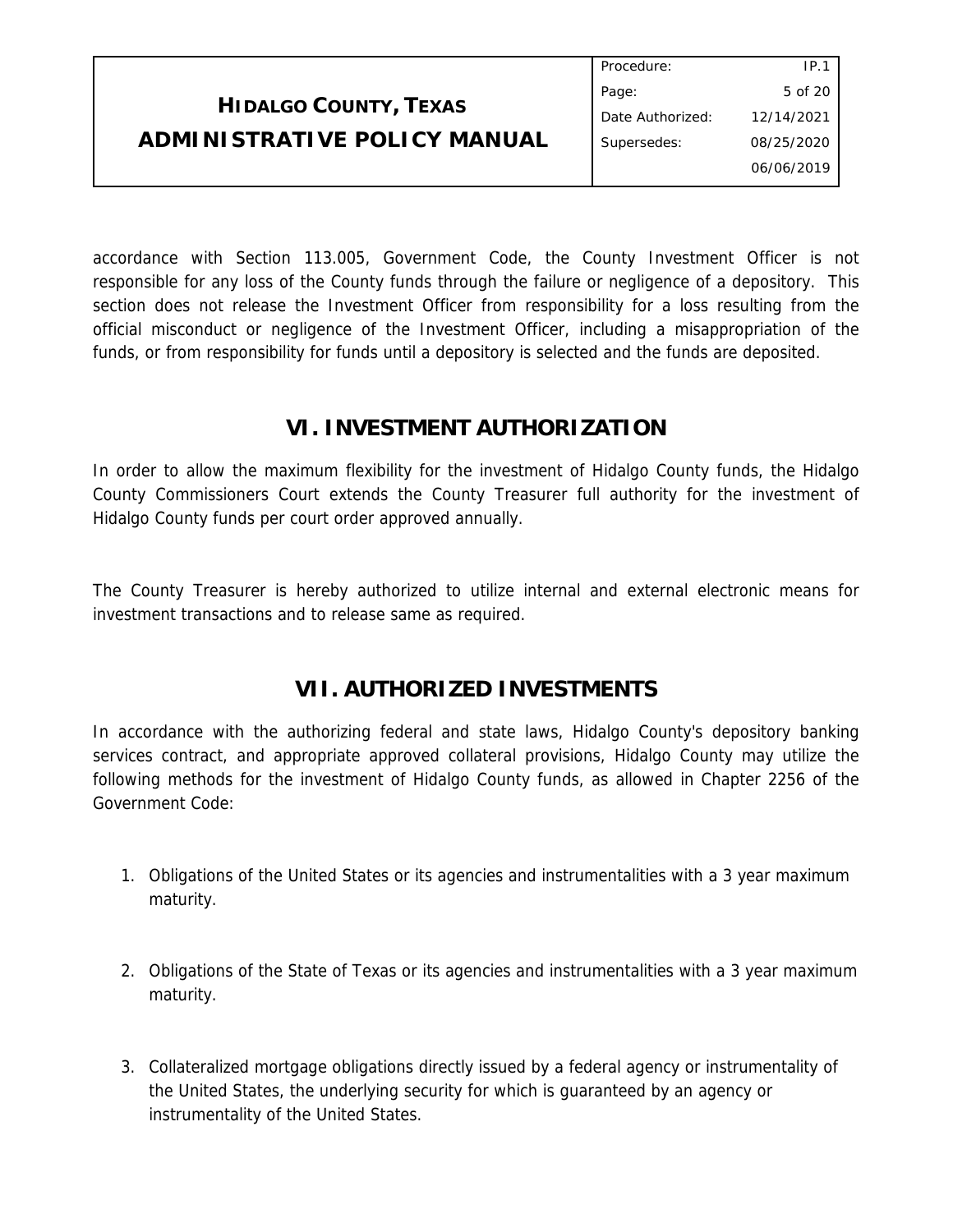accordance with Section 113.005, Government Code, the County Investment Officer is not responsible for any loss of the County funds through the failure or negligence of a depository. This section does not release the Investment Officer from responsibility for a loss resulting from the official misconduct or negligence of the Investment Officer, including a misappropriation of the funds, or from responsibility for funds until a depository is selected and the funds are deposited.

## VI. INVESTMENT AUTHORIZATION

In order to allow the maximum flexibility for the investment of Hidalgo County funds, the Hidalgo County Commissioners Court extends the County Treasurer full authority for the investment of Hidalgo County funds per court order approved annually.

The County Treasurer is hereby authorized to utilize internal and external electronic means for investment transactions and to release same as required.

## VII. AUTHORIZED INVESTMENTS

In accordance with the authorizing federal and state laws, Hidalgo County's depository banking services contract, and appropriate approved collateral provisions, Hidalgo County may utilize the following methods for the investment of Hidalgo County funds, as allowed in Chapter 2256 of the Government Code:

1. Obligations of the United States or its agencies and instrumentalities with a 3 year maximum maturity.

2. Obligations of the State of Texas or its agencies and instrumentalities with a 3 year maximum maturity.

3. Collateralized mortgage obligations directly issued by a federal agency or instrumentality of the United States, the underlying security for which is guaranteed by an agency or instrumentality of the United States.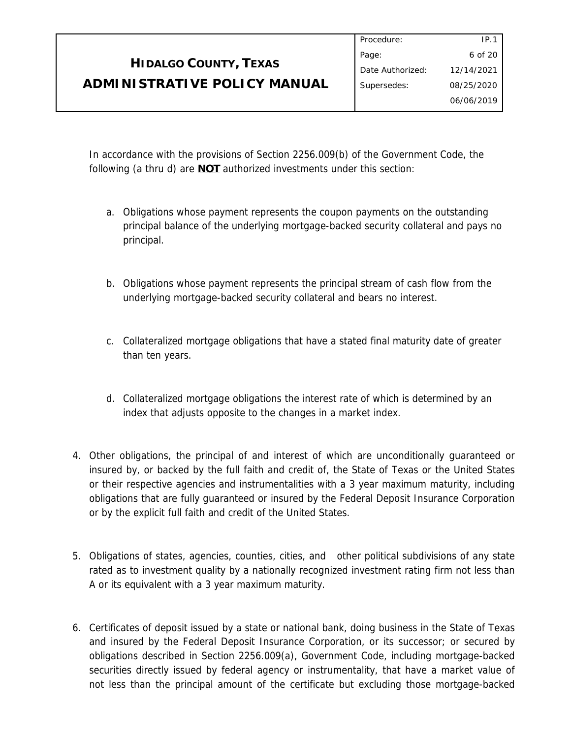In accordance with the provisions of Section 2256.009(b) of the Government Code, the following (a thru d) are **NOT** authorized investments under this section:

a. Obligations whose payment represents the coupon payments on the outstanding principal balance of the underlying mortgage-backed security collateral and pays no principal.

b. Obligations whose payment represents the principal stream of cash flow from the underlying mortgage-backed security collateral and bears no interest.

c. Collateralized mortgage obligations that have a stated final maturity date of greater than ten years.

d. Collateralized mortgage obligations the interest rate of which is determined by an index that adjusts opposite to the changes in a market index.

4. Other obligations, the principal of and interest of which are unconditionally guaranteed or insured by, or backed by the full faith and credit of, the State of Texas or the United States or their respective agencies and instrumentalities with a 3 year maximum maturity, including obligations that are fully guaranteed or insured by the Federal Deposit Insurance Corporation or by the explicit full faith and credit of the United States.

5. Obligations of states, agencies, counties, cities, and other political subdivisions of any state rated as to investment quality by a nationally recognized investment rating firm not less than A or its equivalent with a 3 year maximum maturity.

6. Certificates of deposit issued by a state or national bank, doing business in the State of Texas and insured by the Federal Deposit Insurance Corporation, or its successor; or secured by obligations described in Section 2256.009(a), Government Code, including mortgage-backed securities directly issued by federal agency or instrumentality, that have a market value of not less than the principal amount of the certificate but excluding those mortgage-backed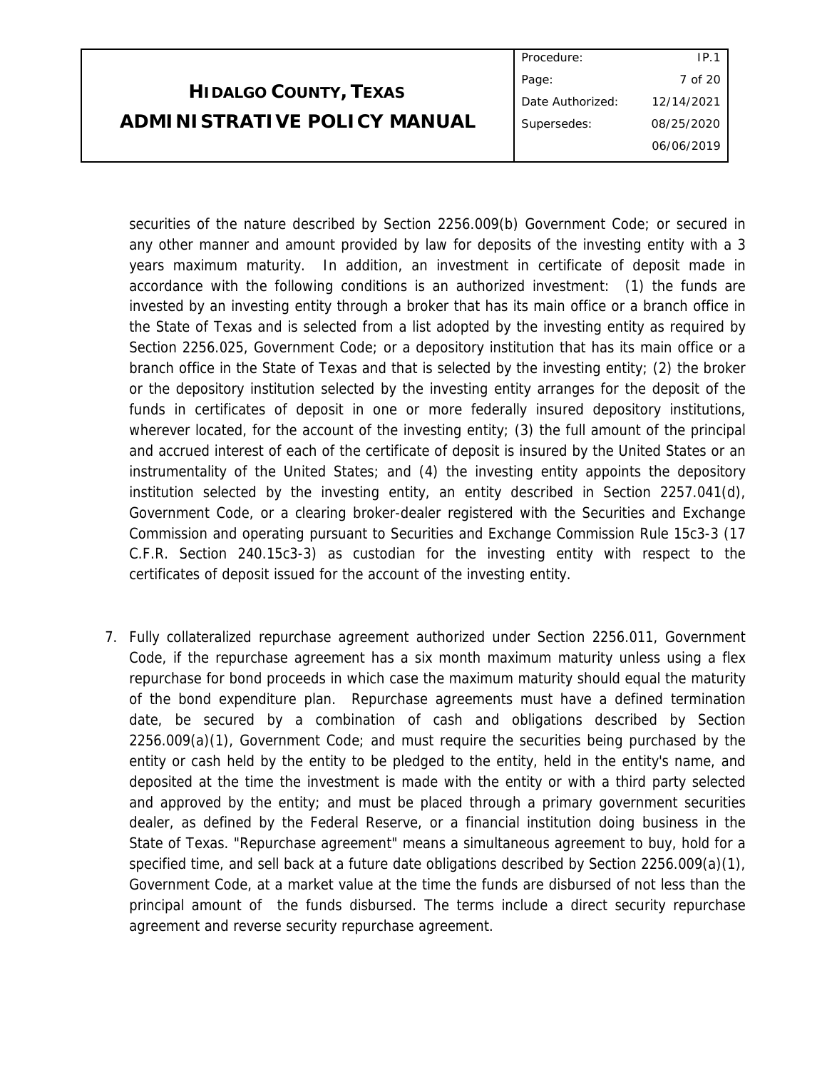securities of the nature described by Section 2256.009(b) Government Code; or secured in any other manner and amount provided by law for deposits of the investing entity with a 3 years maximum maturity. In addition, an investment in certificate of deposit made in accordance with the following conditions is an authorized investment: (1) the funds are invested by an investing entity through a broker that has its main office or a branch office in the State of Texas and is selected from a list adopted by the investing entity as required by Section 2256.025, Government Code; or a depository institution that has its main office or a branch office in the State of Texas and that is selected by the investing entity; (2) the broker or the depository institution selected by the investing entity arranges for the deposit of the funds in certificates of deposit in one or more federally insured depository institutions, wherever located, for the account of the investing entity; (3) the full amount of the principal and accrued interest of each of the certificate of deposit is insured by the United States or an instrumentality of the United States; and (4) the investing entity appoints the depository institution selected by the investing entity, an entity described in Section 2257.041(d), Government Code, or a clearing broker-dealer registered with the Securities and Exchange Commission and operating pursuant to Securities and Exchange Commission Rule 15c3-3 (17 C.F.R. Section 240.15c3-3) as custodian for the investing entity with respect to the certificates of deposit issued for the account of the investing entity.

7. Fully collateralized repurchase agreement authorized under Section 2256.011, Government Code, if the repurchase agreement has a six month maximum maturity unless using a flex repurchase for bond proceeds in which case the maximum maturity should equal the maturity of the bond expenditure plan. Repurchase agreements must have a defined termination date, be secured by a combination of cash and obligations described by Section 2256.009(a)(1), Government Code; and must require the securities being purchased by the entity or cash held by the entity to be pledged to the entity, held in the entity's name, and deposited at the time the investment is made with the entity or with a third party selected and approved by the entity; and must be placed through a primary government securities dealer, as defined by the Federal Reserve, or a financial institution doing business in the State of Texas. "Repurchase agreement" means a simultaneous agreement to buy, hold for a specified time, and sell back at a future date obligations described by Section 2256.009(a)(1), Government Code, at a market value at the time the funds are disbursed of not less than the principal amount of the funds disbursed. The terms include a direct security repurchase agreement and reverse security repurchase agreement.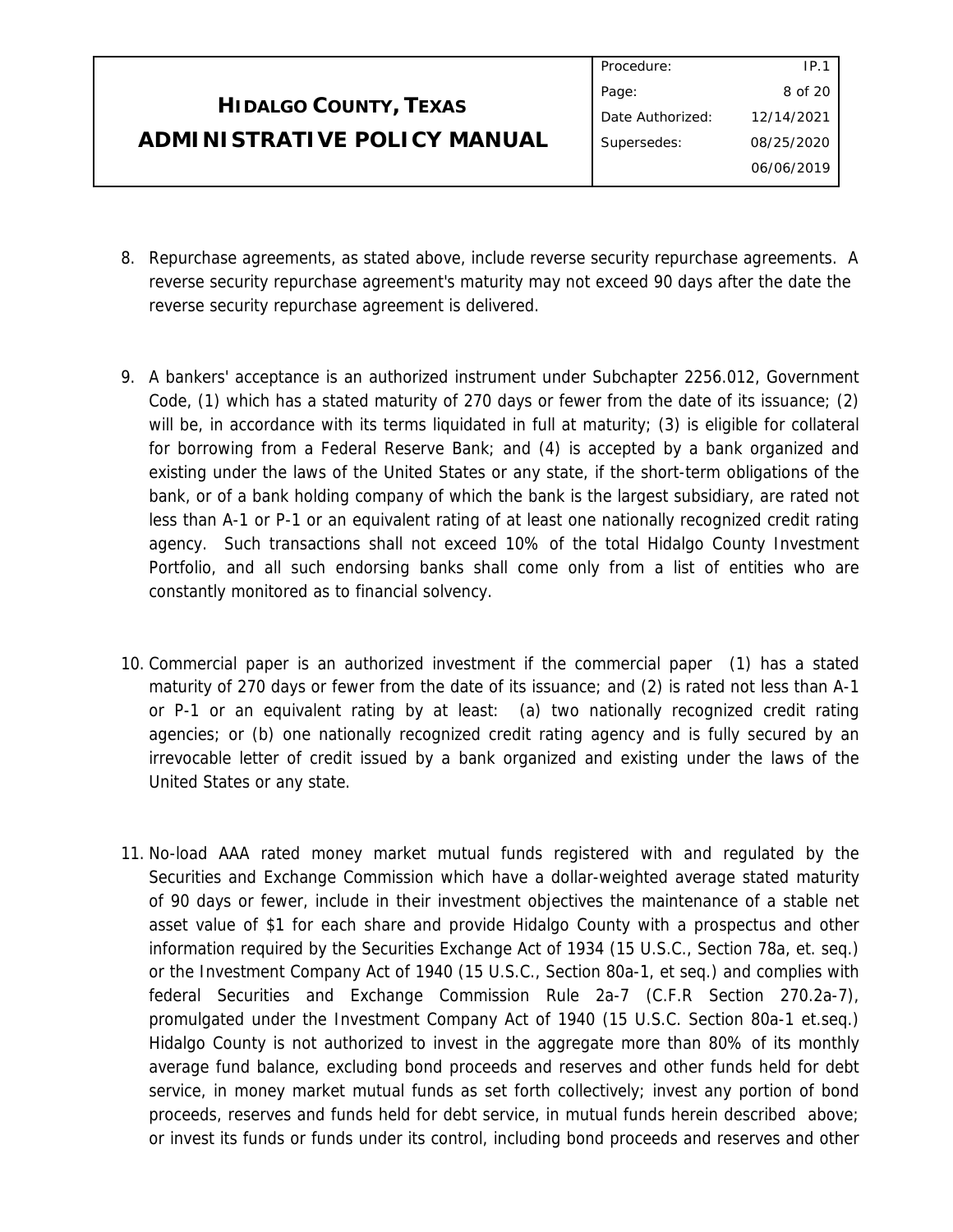8. Repurchase agreements, as stated above, include reverse security repurchase agreements. A reverse security repurchase agreement's maturity may not exceed 90 days after the date the reverse security repurchase agreement is delivered.

9. A bankers' acceptance is an authorized instrument under Subchapter 2256.012, Government Code, (1) which has a stated maturity of 270 days or fewer from the date of its issuance; (2) will be, in accordance with its terms liquidated in full at maturity; (3) is eligible for collateral for borrowing from a Federal Reserve Bank; and (4) is accepted by a bank organized and existing under the laws of the United States or any state, if the short-term obligations of the bank, or of a bank holding company of which the bank is the largest subsidiary, are rated not less than A-1 or P-1 or an equivalent rating of at least one nationally recognized credit rating agency. Such transactions shall not exceed 10% of the total Hidalgo County Investment Portfolio, and all such endorsing banks shall come only from a list of entities who are constantly monitored as to financial solvency.

10. Commercial paper is an authorized investment if the commercial paper (1) has a stated maturity of 270 days or fewer from the date of its issuance; and (2) is rated not less than A-1 or P-1 or an equivalent rating by at least: (a) two nationally recognized credit rating agencies; or (b) one nationally recognized credit rating agency and is fully secured by an irrevocable letter of credit issued by a bank organized and existing under the laws of the United States or any state.

11. No-load AAA rated money market mutual funds registered with and regulated by the Securities and Exchange Commission which have a dollar-weighted average stated maturity of 90 days or fewer, include in their investment objectives the maintenance of a stable net asset value of $1 for each share and provide Hidalgo County with a prospectus and other information required by the Securities Exchange Act of 1934 (15 U.S.C., Section 78a, et. seq.) or the Investment Company Act of 1940 (15 U.S.C., Section 80a-1, et seq.) and complies with federal Securities and Exchange Commission Rule 2a-7 (C.F.R Section 270.2a-7), promulgated under the Investment Company Act of 1940 (15 U.S.C. Section 80a-1 et.seq.) Hidalgo County is not authorized to invest in the aggregate more than 80% of its monthly average fund balance, excluding bond proceeds and reserves and other funds held for debt service, in money market mutual funds as set forth collectively; invest any portion of bond proceeds, reserves and funds held for debt service, in mutual funds herein described above; or invest its funds or funds under its control, including bond proceeds and reserves and other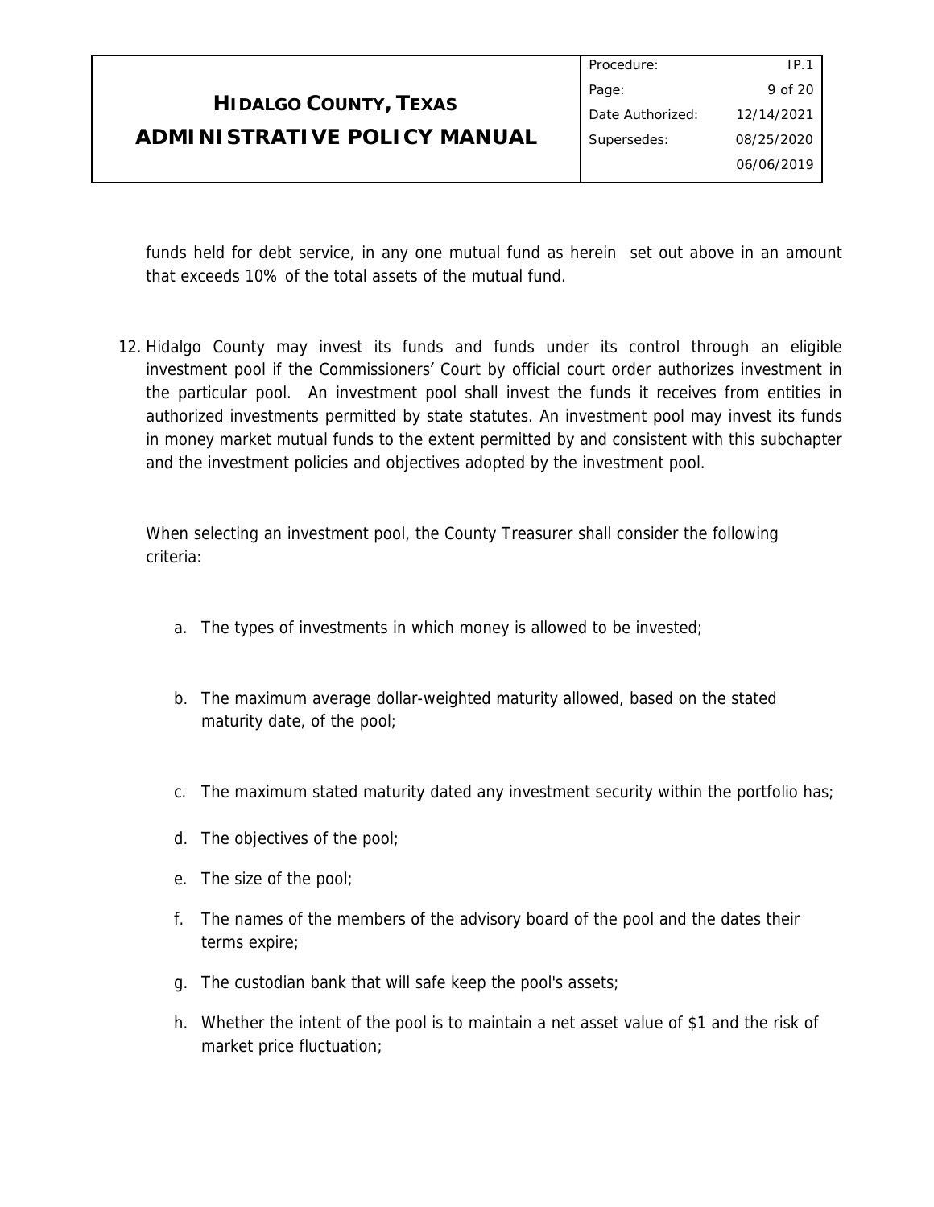funds held for debt service, in any one mutual fund as herein set out above in an amount that exceeds 10% of the total assets of the mutual fund.

12. Hidalgo County may invest its funds and funds under its control through an eligible investment pool if the Commissioners' Court by official court order authorizes investment in the particular pool. An investment pool shall invest the funds it receives from entities in authorized investments permitted by state statutes. An investment pool may invest its funds in money market mutual funds to the extent permitted by and consistent with this subchapter and the investment policies and objectives adopted by the investment pool.

    When selecting an investment pool, the County Treasurer shall consider the following criteria:

    a. The types of investments in which money is allowed to be invested;
    b. The maximum average dollar-weighted maturity allowed, based on the stated maturity date, of the pool;
    c. The maximum stated maturity dated any investment security within the portfolio has;
    d. The objectives of the pool;
    e. The size of the pool;
    f. The names of the members of the advisory board of the pool and the dates their terms expire;
    g. The custodian bank that will safe keep the pool's assets;
    h. Whether the intent of the pool is to maintain a net asset value of $1 and the risk of market price fluctuation;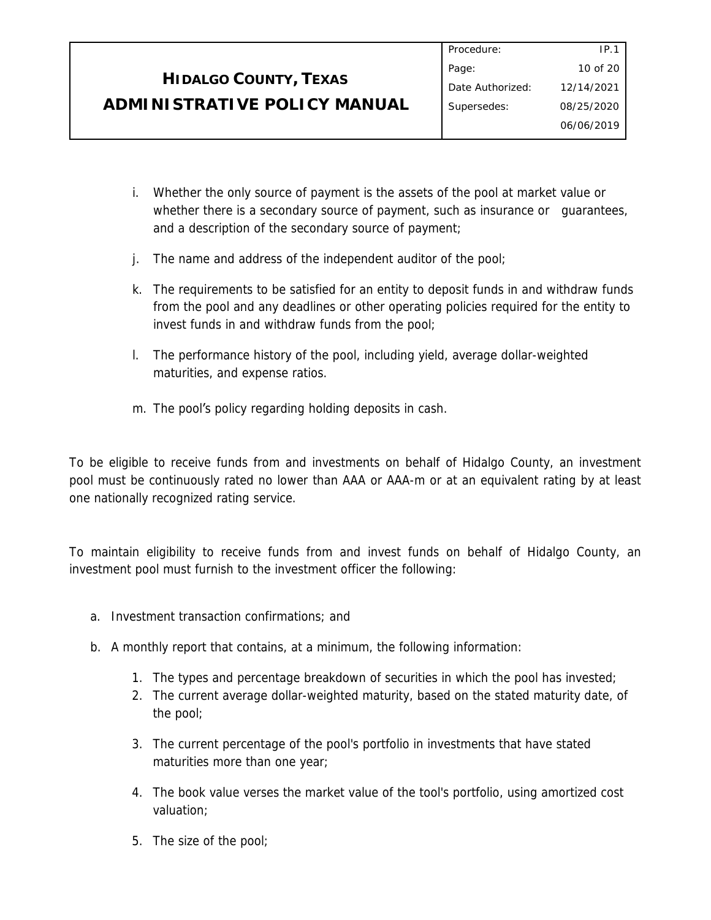i. Whether the only source of payment is the assets of the pool at market value or whether there is a secondary source of payment, such as insurance or guarantees, and a description of the secondary source of payment;

j. The name and address of the independent auditor of the pool;

k. The requirements to be satisfied for an entity to deposit funds in and withdraw funds from the pool and any deadlines or other operating policies required for the entity to invest funds in and withdraw funds from the pool;

l. The performance history of the pool, including yield, average dollar-weighted maturities, and expense ratios.

m. The pool's policy regarding holding deposits in cash.

To be eligible to receive funds from and investments on behalf of Hidalgo County, an investment pool must be continuously rated no lower than AAA or AAA-m or at an equivalent rating by at least one nationally recognized rating service.

To maintain eligibility to receive funds from and invest funds on behalf of Hidalgo County, an investment pool must furnish to the investment officer the following:

a. Investment transaction confirmations; and

b. A monthly report that contains, at a minimum, the following information:

   1. The types and percentage breakdown of securities in which the pool has invested;
   2. The current average dollar-weighted maturity, based on the stated maturity date, of the pool;
   3. The current percentage of the pool's portfolio in investments that have stated maturities more than one year;
   4. The book value verses the market value of the tool's portfolio, using amortized cost valuation;
   5. The size of the pool;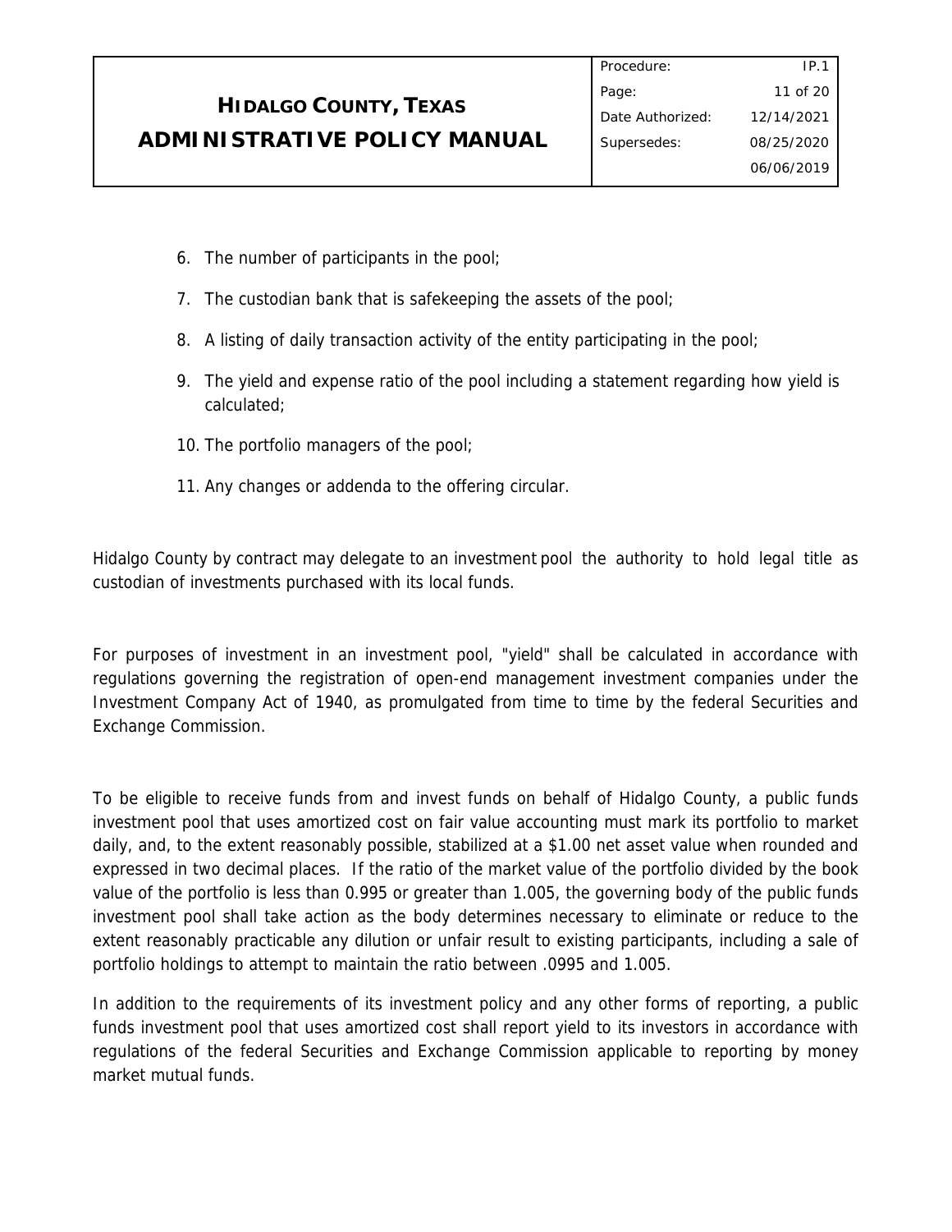6. The number of participants in the pool;
7. The custodian bank that is safekeeping the assets of the pool;
8. A listing of daily transaction activity of the entity participating in the pool;
9. The yield and expense ratio of the pool including a statement regarding how yield is calculated;
10. The portfolio managers of the pool;
11. Any changes or addenda to the offering circular.

Hidalgo County by contract may delegate to an investment pool the authority to hold legal title as custodian of investments purchased with its local funds.

For purposes of investment in an investment pool, "yield" shall be calculated in accordance with regulations governing the registration of open-end management investment companies under the Investment Company Act of 1940, as promulgated from time to time by the federal Securities and Exchange Commission.

To be eligible to receive funds from and invest funds on behalf of Hidalgo County, a public funds investment pool that uses amortized cost on fair value accounting must mark its portfolio to market daily, and, to the extent reasonably possible, stabilized at a $1.00 net asset value when rounded and expressed in two decimal places. If the ratio of the market value of the portfolio divided by the book value of the portfolio is less than 0.995 or greater than 1.005, the governing body of the public funds investment pool shall take action as the body determines necessary to eliminate or reduce to the extent reasonably practicable any dilution or unfair result to existing participants, including a sale of portfolio holdings to attempt to maintain the ratio between .0995 and 1.005.

In addition to the requirements of its investment policy and any other forms of reporting, a public funds investment pool that uses amortized cost shall report yield to its investors in accordance with regulations of the federal Securities and Exchange Commission applicable to reporting by money market mutual funds.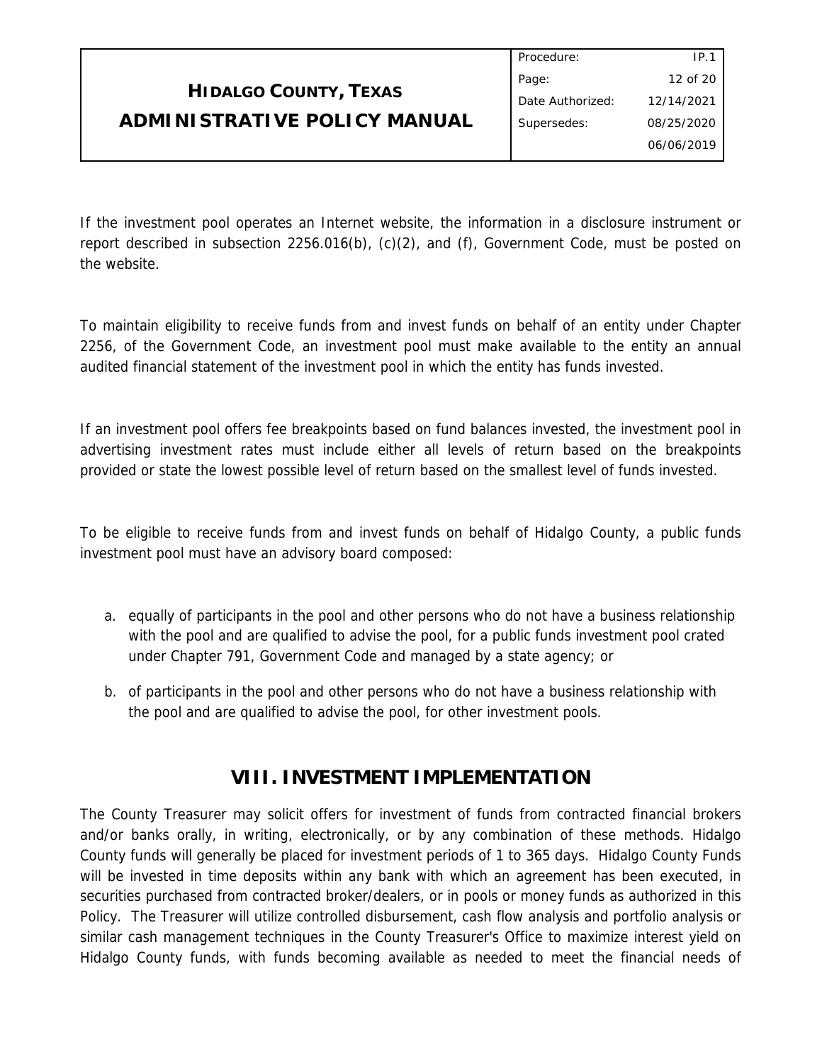If the investment pool operates an Internet website, the information in a disclosure instrument or report described in subsection 2256.016(b), (c)(2), and (f), Government Code, must be posted on the website.

To maintain eligibility to receive funds from and invest funds on behalf of an entity under Chapter 2256, of the Government Code, an investment pool must make available to the entity an annual audited financial statement of the investment pool in which the entity has funds invested.

If an investment pool offers fee breakpoints based on fund balances invested, the investment pool in advertising investment rates must include either all levels of return based on the breakpoints provided or state the lowest possible level of return based on the smallest level of funds invested.

To be eligible to receive funds from and invest funds on behalf of Hidalgo County, a public funds investment pool must have an advisory board composed:

a. equally of participants in the pool and other persons who do not have a business relationship with the pool and are qualified to advise the pool, for a public funds investment pool crated under Chapter 791, Government Code and managed by a state agency; or

b. of participants in the pool and other persons who do not have a business relationship with the pool and are qualified to advise the pool, for other investment pools.

## VIII. INVESTMENT IMPLEMENTATION

The County Treasurer may solicit offers for investment of funds from contracted financial brokers and/or banks orally, in writing, electronically, or by any combination of these methods. Hidalgo County funds will generally be placed for investment periods of 1 to 365 days. Hidalgo County Funds will be invested in time deposits within any bank with which an agreement has been executed, in securities purchased from contracted broker/dealers, or in pools or money funds as authorized in this Policy. The Treasurer will utilize controlled disbursement, cash flow analysis and portfolio analysis or similar cash management techniques in the County Treasurer's Office to maximize interest yield on Hidalgo County funds, with funds becoming available as needed to meet the financial needs of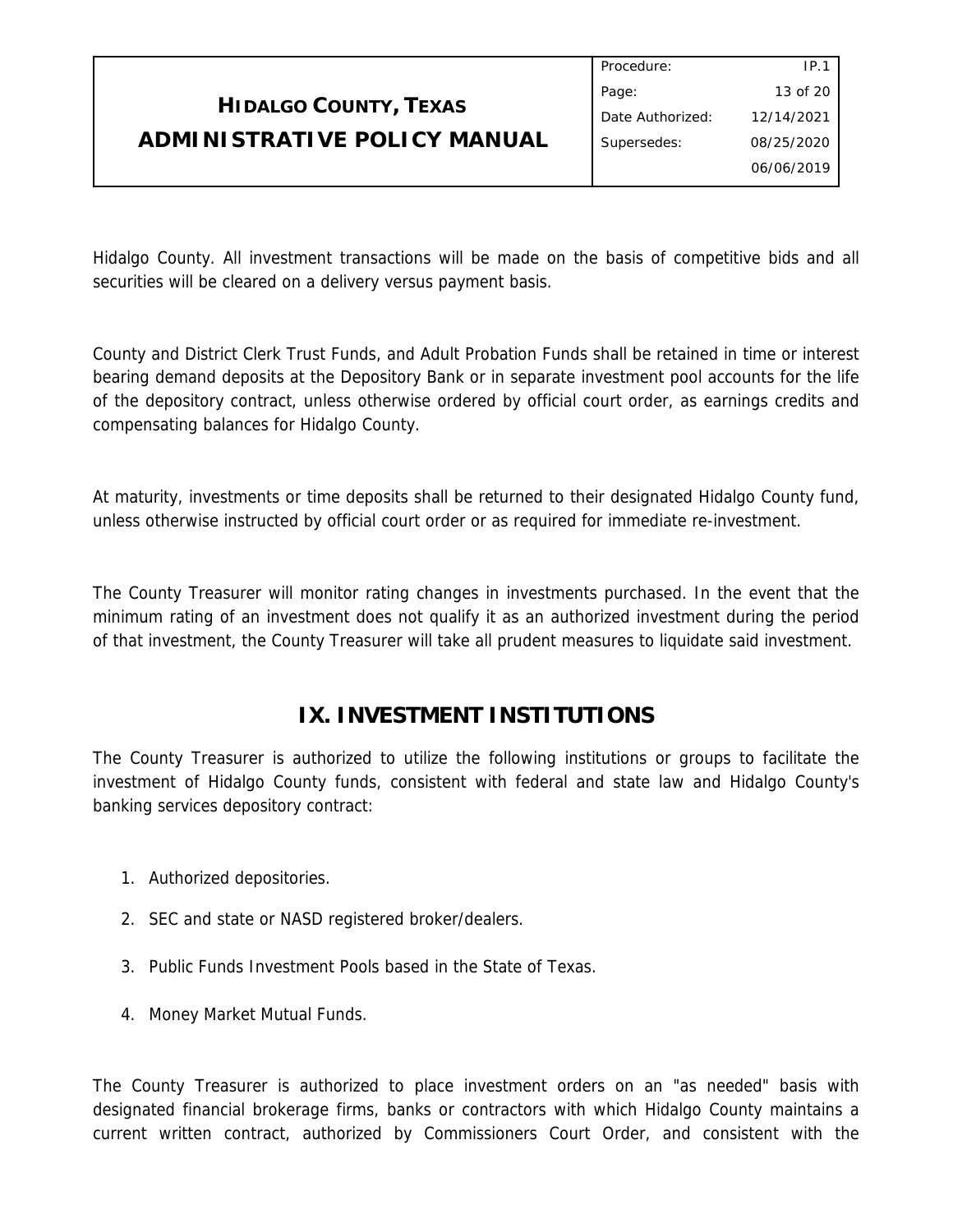Hidalgo County. All investment transactions will be made on the basis of competitive bids and all securities will be cleared on a delivery versus payment basis.

County and District Clerk Trust Funds, and Adult Probation Funds shall be retained in time or interest bearing demand deposits at the Depository Bank or in separate investment pool accounts for the life of the depository contract, unless otherwise ordered by official court order, as earnings credits and compensating balances for Hidalgo County.

At maturity, investments or time deposits shall be returned to their designated Hidalgo County fund, unless otherwise instructed by official court order or as required for immediate re-investment.

The County Treasurer will monitor rating changes in investments purchased. In the event that the minimum rating of an investment does not qualify it as an authorized investment during the period of that investment, the County Treasurer will take all prudent measures to liquidate said investment.

## IX. INVESTMENT INSTITUTIONS

The County Treasurer is authorized to utilize the following institutions or groups to facilitate the investment of Hidalgo County funds, consistent with federal and state law and Hidalgo County's banking services depository contract:

1. Authorized depositories.
2. SEC and state or NASD registered broker/dealers.
3. Public Funds Investment Pools based in the State of Texas.
4. Money Market Mutual Funds.

The County Treasurer is authorized to place investment orders on an "as needed" basis with designated financial brokerage firms, banks or contractors with which Hidalgo County maintains a current written contract, authorized by Commissioners Court Order, and consistent with the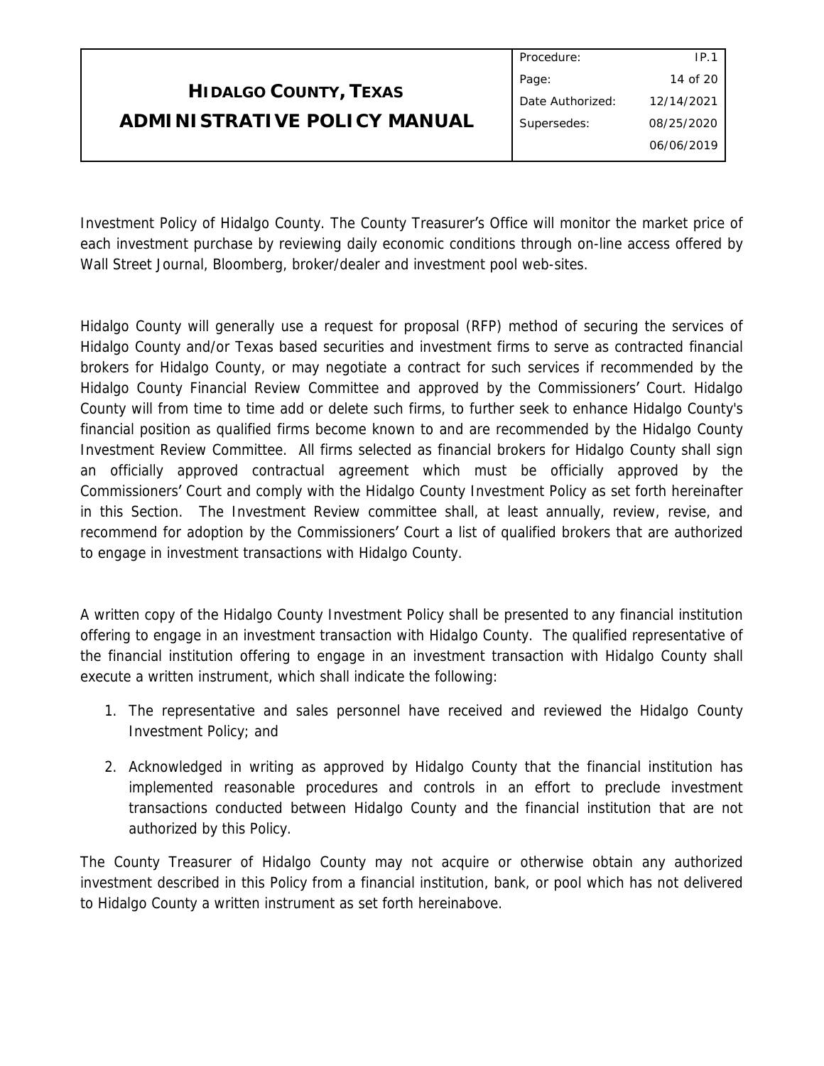Investment Policy of Hidalgo County. The County Treasurer's Office will monitor the market price of each investment purchase by reviewing daily economic conditions through on-line access offered by Wall Street Journal, Bloomberg, broker/dealer and investment pool web-sites.

Hidalgo County will generally use a request for proposal (RFP) method of securing the services of Hidalgo County and/or Texas based securities and investment firms to serve as contracted financial brokers for Hidalgo County, or may negotiate a contract for such services if recommended by the Hidalgo County Financial Review Committee and approved by the Commissioners' Court. Hidalgo County will from time to time add or delete such firms, to further seek to enhance Hidalgo County's financial position as qualified firms become known to and are recommended by the Hidalgo County Investment Review Committee. All firms selected as financial brokers for Hidalgo County shall sign an officially approved contractual agreement which must be officially approved by the Commissioners' Court and comply with the Hidalgo County Investment Policy as set forth hereinafter in this Section. The Investment Review committee shall, at least annually, review, revise, and recommend for adoption by the Commissioners' Court a list of qualified brokers that are authorized to engage in investment transactions with Hidalgo County.

A written copy of the Hidalgo County Investment Policy shall be presented to any financial institution offering to engage in an investment transaction with Hidalgo County. The qualified representative of the financial institution offering to engage in an investment transaction with Hidalgo County shall execute a written instrument, which shall indicate the following:

1. The representative and sales personnel have received and reviewed the Hidalgo County Investment Policy; and
2. Acknowledged in writing as approved by Hidalgo County that the financial institution has implemented reasonable procedures and controls in an effort to preclude investment transactions conducted between Hidalgo County and the financial institution that are not authorized by this Policy.

The County Treasurer of Hidalgo County may not acquire or otherwise obtain any authorized investment described in this Policy from a financial institution, bank, or pool which has not delivered to Hidalgo County a written instrument as set forth hereinabove.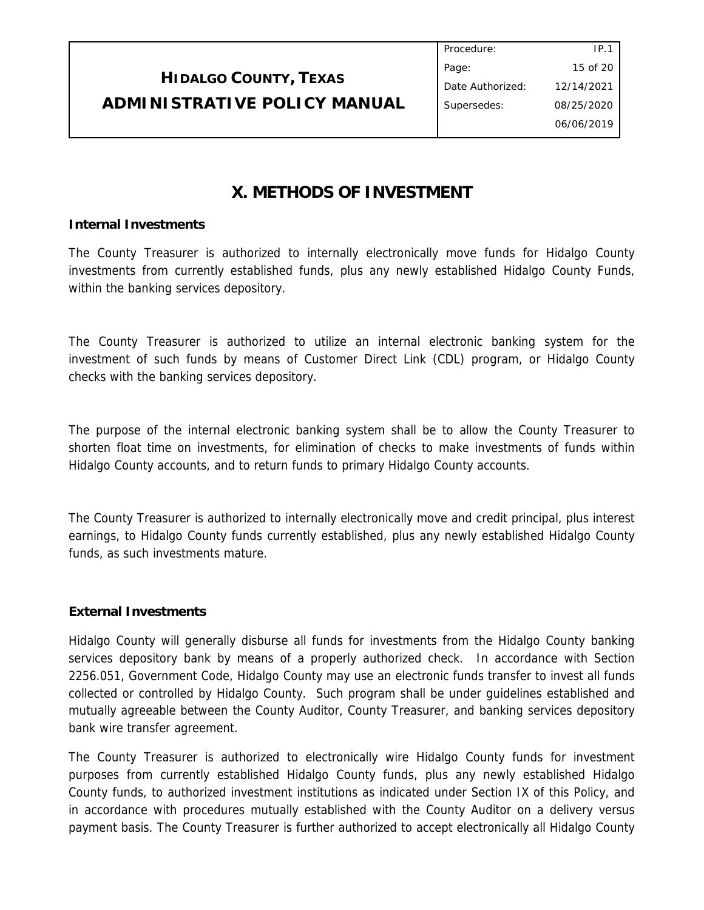# X. METHODS OF INVESTMENT

**Internal Investments**

The County Treasurer is authorized to internally electronically move funds for Hidalgo County investments from currently established funds, plus any newly established Hidalgo County Funds, within the banking services depository.

The County Treasurer is authorized to utilize an internal electronic banking system for the investment of such funds by means of Customer Direct Link (CDL) program, or Hidalgo County checks with the banking services depository.

The purpose of the internal electronic banking system shall be to allow the County Treasurer to shorten float time on investments, for elimination of checks to make investments of funds within Hidalgo County accounts, and to return funds to primary Hidalgo County accounts.

The County Treasurer is authorized to internally electronically move and credit principal, plus interest earnings, to Hidalgo County funds currently established, plus any newly established Hidalgo County funds, as such investments mature.

**External Investments**

Hidalgo County will generally disburse all funds for investments from the Hidalgo County banking services depository bank by means of a properly authorized check. In accordance with Section 2256.051, Government Code, Hidalgo County may use an electronic funds transfer to invest all funds collected or controlled by Hidalgo County. Such program shall be under guidelines established and mutually agreeable between the County Auditor, County Treasurer, and banking services depository bank wire transfer agreement.

The County Treasurer is authorized to electronically wire Hidalgo County funds for investment purposes from currently established Hidalgo County funds, plus any newly established Hidalgo County funds, to authorized investment institutions as indicated under Section IX of this Policy, and in accordance with procedures mutually established with the County Auditor on a delivery versus payment basis. The County Treasurer is further authorized to accept electronically all Hidalgo County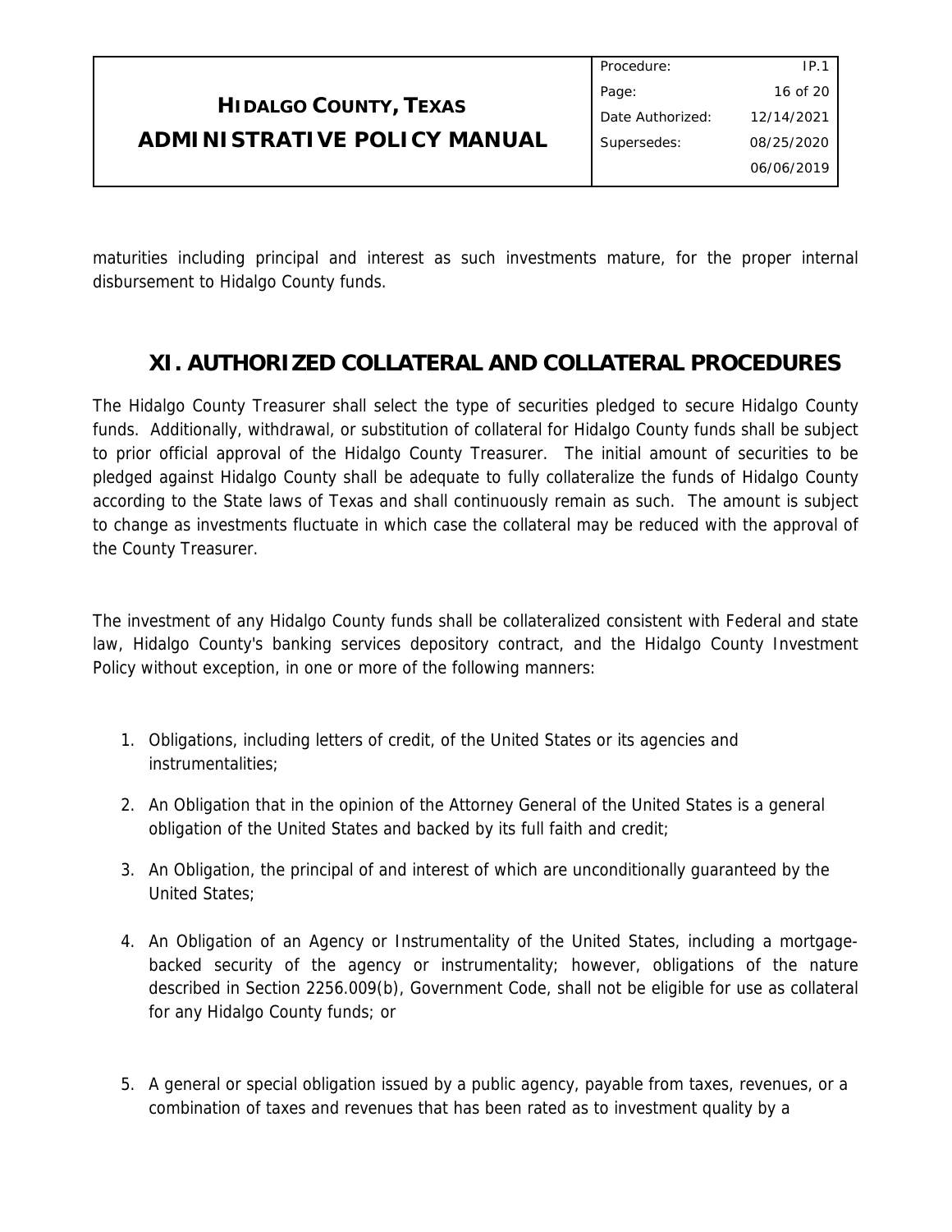maturities including principal and interest as such investments mature, for the proper internal disbursement to Hidalgo County funds.

## XI. AUTHORIZED COLLATERAL AND COLLATERAL PROCEDURES

The Hidalgo County Treasurer shall select the type of securities pledged to secure Hidalgo County funds. Additionally, withdrawal, or substitution of collateral for Hidalgo County funds shall be subject to prior official approval of the Hidalgo County Treasurer. The initial amount of securities to be pledged against Hidalgo County shall be adequate to fully collateralize the funds of Hidalgo County according to the State laws of Texas and shall continuously remain as such. The amount is subject to change as investments fluctuate in which case the collateral may be reduced with the approval of the County Treasurer.

The investment of any Hidalgo County funds shall be collateralized consistent with Federal and state law, Hidalgo County's banking services depository contract, and the Hidalgo County Investment Policy without exception, in one or more of the following manners:

1. Obligations, including letters of credit, of the United States or its agencies and instrumentalities;
2. An Obligation that in the opinion of the Attorney General of the United States is a general obligation of the United States and backed by its full faith and credit;
3. An Obligation, the principal of and interest of which are unconditionally guaranteed by the United States;
4. An Obligation of an Agency or Instrumentality of the United States, including a mortgage-backed security of the agency or instrumentality; however, obligations of the nature described in Section 2256.009(b), Government Code, shall not be eligible for use as collateral for any Hidalgo County funds; or
5. A general or special obligation issued by a public agency, payable from taxes, revenues, or a combination of taxes and revenues that has been rated as to investment quality by a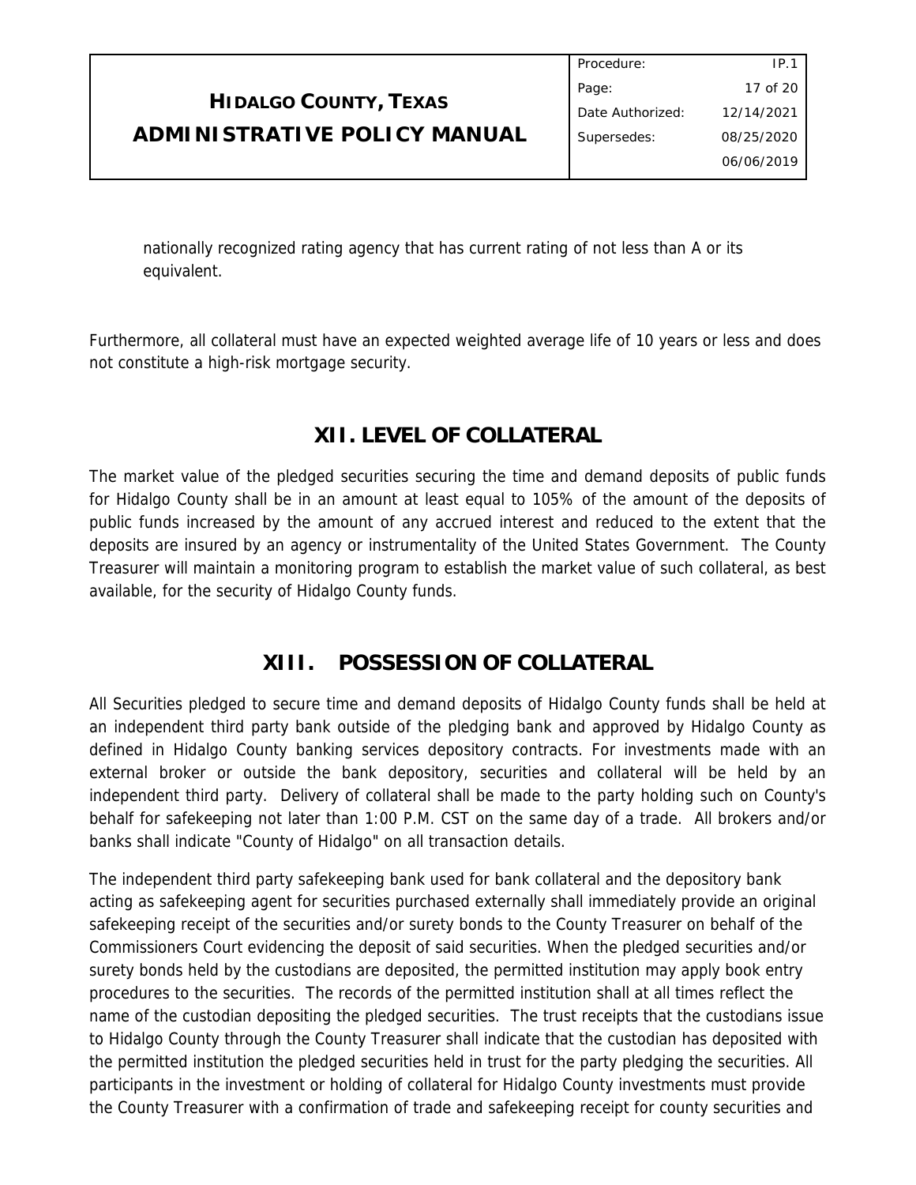nationally recognized rating agency that has current rating of not less than A or its equivalent.

Furthermore, all collateral must have an expected weighted average life of 10 years or less and does not constitute a high-risk mortgage security.

## XII. LEVEL OF COLLATERAL

The market value of the pledged securities securing the time and demand deposits of public funds for Hidalgo County shall be in an amount at least equal to 105% of the amount of the deposits of public funds increased by the amount of any accrued interest and reduced to the extent that the deposits are insured by an agency or instrumentality of the United States Government. The County Treasurer will maintain a monitoring program to establish the market value of such collateral, as best available, for the security of Hidalgo County funds.

## XIII. POSSESSION OF COLLATERAL

All Securities pledged to secure time and demand deposits of Hidalgo County funds shall be held at an independent third party bank outside of the pledging bank and approved by Hidalgo County as defined in Hidalgo County banking services depository contracts. For investments made with an external broker or outside the bank depository, securities and collateral will be held by an independent third party. Delivery of collateral shall be made to the party holding such on County's behalf for safekeeping not later than 1:00 P.M. CST on the same day of a trade. All brokers and/or banks shall indicate "County of Hidalgo" on all transaction details.

The independent third party safekeeping bank used for bank collateral and the depository bank acting as safekeeping agent for securities purchased externally shall immediately provide an original safekeeping receipt of the securities and/or surety bonds to the County Treasurer on behalf of the Commissioners Court evidencing the deposit of said securities. When the pledged securities and/or surety bonds held by the custodians are deposited, the permitted institution may apply book entry procedures to the securities. The records of the permitted institution shall at all times reflect the name of the custodian depositing the pledged securities. The trust receipts that the custodians issue to Hidalgo County through the County Treasurer shall indicate that the custodian has deposited with the permitted institution the pledged securities held in trust for the party pledging the securities. All participants in the investment or holding of collateral for Hidalgo County investments must provide the County Treasurer with a confirmation of trade and safekeeping receipt for county securities and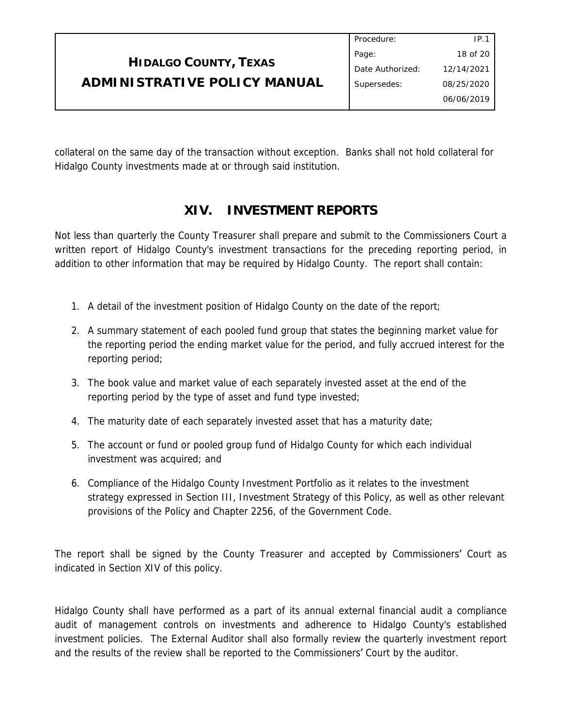collateral on the same day of the transaction without exception. Banks shall not hold collateral for Hidalgo County investments made at or through said institution.

## XIV. INVESTMENT REPORTS

Not less than quarterly the County Treasurer shall prepare and submit to the Commissioners Court a written report of Hidalgo County's investment transactions for the preceding reporting period, in addition to other information that may be required by Hidalgo County. The report shall contain:

1. A detail of the investment position of Hidalgo County on the date of the report;
2. A summary statement of each pooled fund group that states the beginning market value for the reporting period the ending market value for the period, and fully accrued interest for the reporting period;
3. The book value and market value of each separately invested asset at the end of the reporting period by the type of asset and fund type invested;
4. The maturity date of each separately invested asset that has a maturity date;
5. The account or fund or pooled group fund of Hidalgo County for which each individual investment was acquired; and
6. Compliance of the Hidalgo County Investment Portfolio as it relates to the investment strategy expressed in Section III, Investment Strategy of this Policy, as well as other relevant provisions of the Policy and Chapter 2256, of the Government Code.

The report shall be signed by the County Treasurer and accepted by Commissioners' Court as indicated in Section XIV of this policy.

Hidalgo County shall have performed as a part of its annual external financial audit a compliance audit of management controls on investments and adherence to Hidalgo County's established investment policies. The External Auditor shall also formally review the quarterly investment report and the results of the review shall be reported to the Commissioners' Court by the auditor.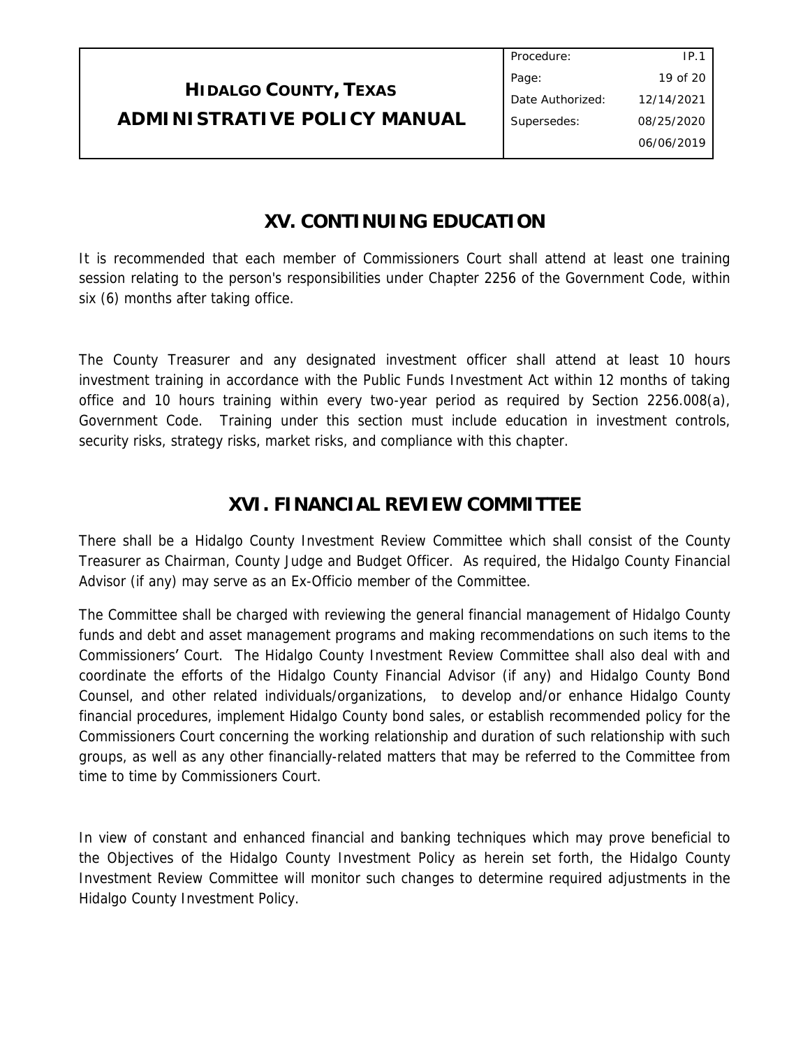## XV. CONTINUING EDUCATION

It is recommended that each member of Commissioners Court shall attend at least one training session relating to the person's responsibilities under Chapter 2256 of the Government Code, within six (6) months after taking office.

The County Treasurer and any designated investment officer shall attend at least 10 hours investment training in accordance with the Public Funds Investment Act within 12 months of taking office and 10 hours training within every two-year period as required by Section 2256.008(a), Government Code. Training under this section must include education in investment controls, security risks, strategy risks, market risks, and compliance with this chapter.

## XVI. FINANCIAL REVIEW COMMITTEE

There shall be a Hidalgo County Investment Review Committee which shall consist of the County Treasurer as Chairman, County Judge and Budget Officer. As required, the Hidalgo County Financial Advisor (if any) may serve as an Ex-Officio member of the Committee.

The Committee shall be charged with reviewing the general financial management of Hidalgo County funds and debt and asset management programs and making recommendations on such items to the Commissioners' Court. The Hidalgo County Investment Review Committee shall also deal with and coordinate the efforts of the Hidalgo County Financial Advisor (if any) and Hidalgo County Bond Counsel, and other related individuals/organizations, to develop and/or enhance Hidalgo County financial procedures, implement Hidalgo County bond sales, or establish recommended policy for the Commissioners Court concerning the working relationship and duration of such relationship with such groups, as well as any other financially-related matters that may be referred to the Committee from time to time by Commissioners Court.

In view of constant and enhanced financial and banking techniques which may prove beneficial to the Objectives of the Hidalgo County Investment Policy as herein set forth, the Hidalgo County Investment Review Committee will monitor such changes to determine required adjustments in the Hidalgo County Investment Policy.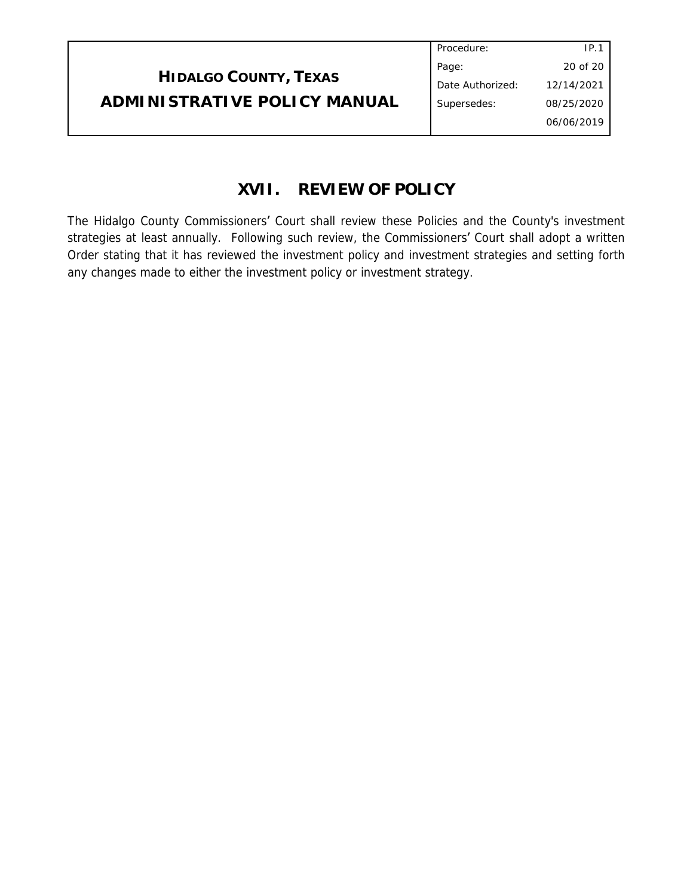## XVII. REVIEW OF POLICY

The Hidalgo County Commissioners' Court shall review these Policies and the County's investment strategies at least annually. Following such review, the Commissioners' Court shall adopt a written Order stating that it has reviewed the investment policy and investment strategies and setting forth any changes made to either the investment policy or investment strategy.